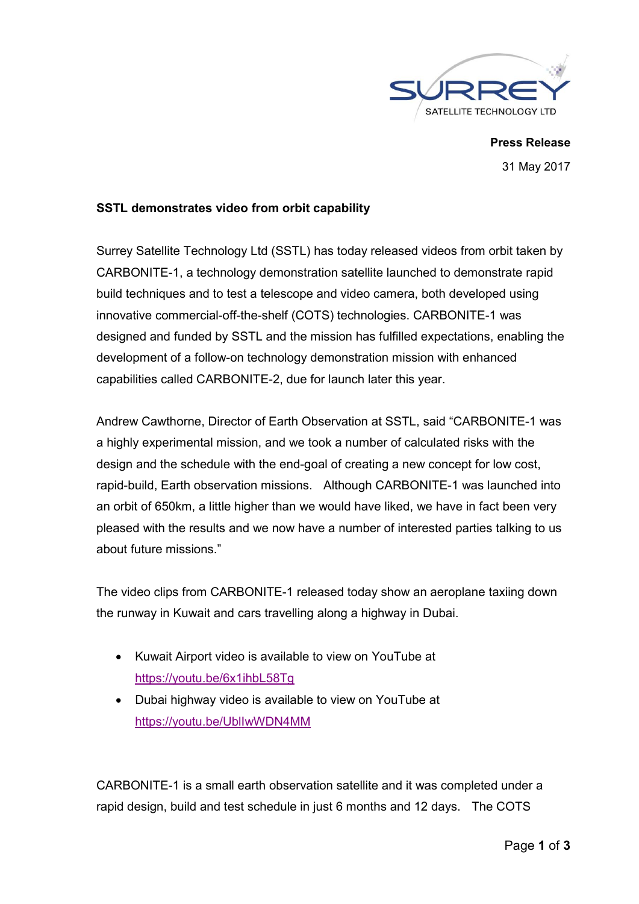**Press Release**

31 May 2017

**SSTL demonstrates video from orbit capability**

Surrey Satellite Technology Ltd (SSTL) has today released videos from orbit taken by CARBONITE-1, a technology demonstration satellite launched to demonstrate rapid build techniques and to test a telescope and video camera, both developed using innovative commercial-off-the-shelf (COTS) technologies. CARBONITE-1 was designed and funded by SSTL and the mission has fulfilled expectations, enabling the development of a follow-on technology demonstration mission with enhanced capabilities called CARBONITE-2, due for launch later this year.

Andrew Cawthorne, Director of Earth Observation at SSTL, said "CARBONITE-1 was a highly experimental mission, and we took a number of calculated risks with the design and the schedule with the end-goal of creating a new concept for low cost, rapid-build, Earth observation missions. Although CARBONITE-1 was launched into an orbit of 650km, a little higher than we would have liked, we have in fact been very pleased with the results and we now have a number of interested parties talking to us about future missions."

The video clips from CARBONITE-1 released today show an aeroplane taxiing down the runway in Kuwait and cars travelling along a highway in Dubai.

- Kuwait Airport video is available to view on YouTube at https://youtu.be/6x1ihbL58Tg
- Dubai highway video is available to view on YouTube at https://youtu.be/UbIIwWDN4MM

CARBONITE-1 is a small earth observation satellite and it was completed under a rapid design, build and test schedule in just 6 months and 12 days. The COTS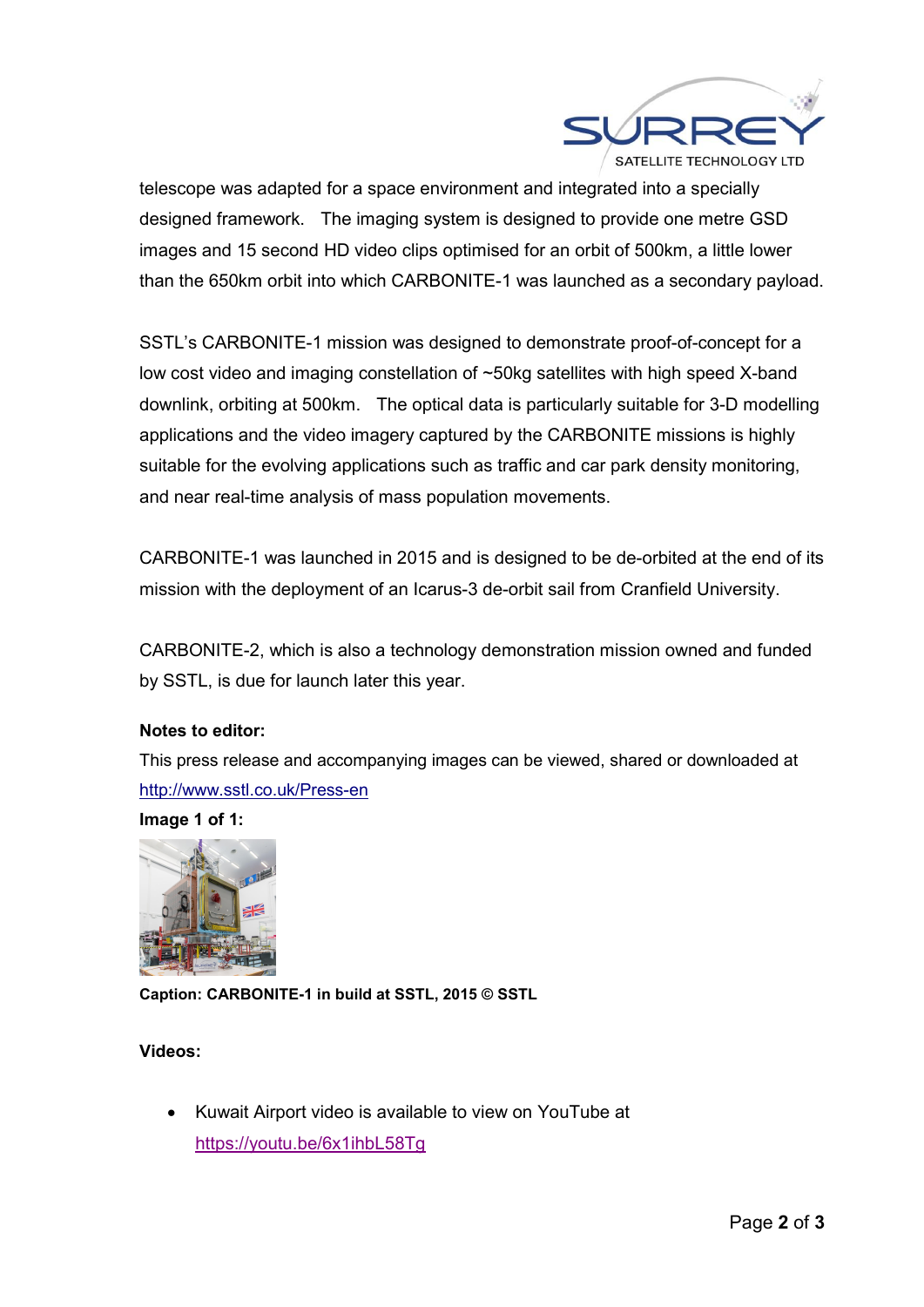telescope was adapted for a space environment and integrated into a specially designed framework. The imaging system is designed to provide one metre GSD images and 15 second HD video clips optimised for an orbit of 500km, a little lower than the 650km orbit into which CARBONITE-1 was launched as a secondary payload.

SSTL's CARBONITE-1 mission was designed to demonstrate proof-of-concept for a low cost video and imaging constellation of ~50kg satellites with high speed X-band downlink, orbiting at 500km. The optical data is particularly suitable for 3-D modelling applications and the video imagery captured by the CARBONITE missions is highly suitable for the evolving applications such as traffic and car park density monitoring, and near real-time analysis of mass population movements.

CARBONITE-1 was launched in 2015 and is designed to be de-orbited at the end of its mission with the deployment of an Icarus-3 de-orbit sail from Cranfield University.

CARBONITE-2, which is also a technology demonstration mission owned and funded by SSTL, is due for launch later this year.

**Notes to editor:**

This press release and accompanying images can be viewed, shared or downloaded at http://www.sstl.co.uk/Press-en

**Image 1 of 1:**

**Caption: CARBONITE-1 in build at SSTL, 2015 © SSTL**

**Videos:**

- Kuwait Airport video is available to view on YouTube at https://youtu.be/6x1ihbL58Tg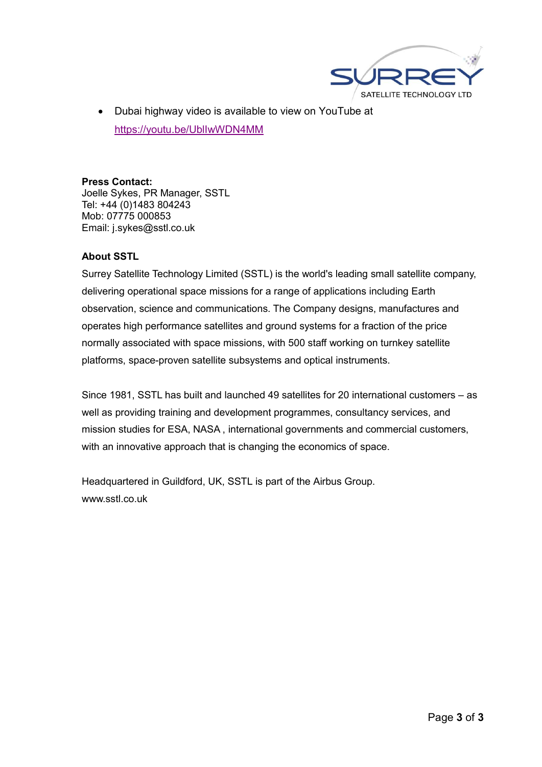- Dubai highway video is available to view on YouTube at https://youtu.be/UblIwWDN4MM

**Press Contact:**
Joelle Sykes, PR Manager, SSTL
Tel: +44 (0)1483 804243
Mob: 07775 000853
Email: j.sykes@sstl.co.uk

**About SSTL**

Surrey Satellite Technology Limited (SSTL) is the world's leading small satellite company, delivering operational space missions for a range of applications including Earth observation, science and communications. The Company designs, manufactures and operates high performance satellites and ground systems for a fraction of the price normally associated with space missions, with 500 staff working on turnkey satellite platforms, space-proven satellite subsystems and optical instruments.

Since 1981, SSTL has built and launched 49 satellites for 20 international customers – as well as providing training and development programmes, consultancy services, and mission studies for ESA, NASA , international governments and commercial customers, with an innovative approach that is changing the economics of space.

Headquartered in Guildford, UK, SSTL is part of the Airbus Group.
www.sstl.co.uk